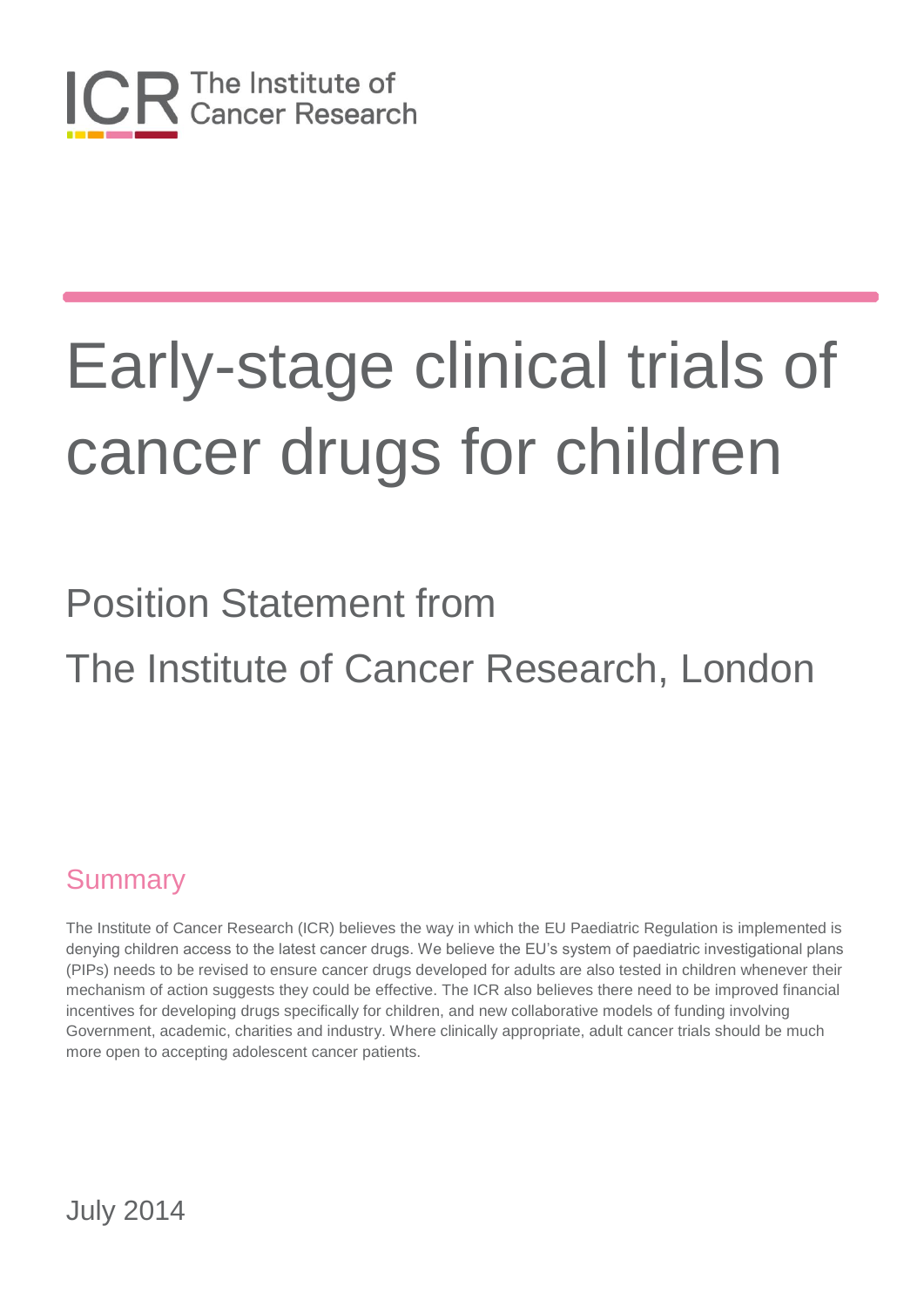ICR The Institute of Cancer Research

# Early-stage clinical trials of cancer drugs for children

## Position Statement from The Institute of Cancer Research, London

## Summary

The Institute of Cancer Research (ICR) believes the way in which the EU Paediatric Regulation is implemented is denying children access to the latest cancer drugs. We believe the EU's system of paediatric investigational plans (PIPs) needs to be revised to ensure cancer drugs developed for adults are also tested in children whenever their mechanism of action suggests they could be effective. The ICR also believes there need to be improved financial incentives for developing drugs specifically for children, and new collaborative models of funding involving Government, academic, charities and industry. Where clinically appropriate, adult cancer trials should be much more open to accepting adolescent cancer patients.

July 2014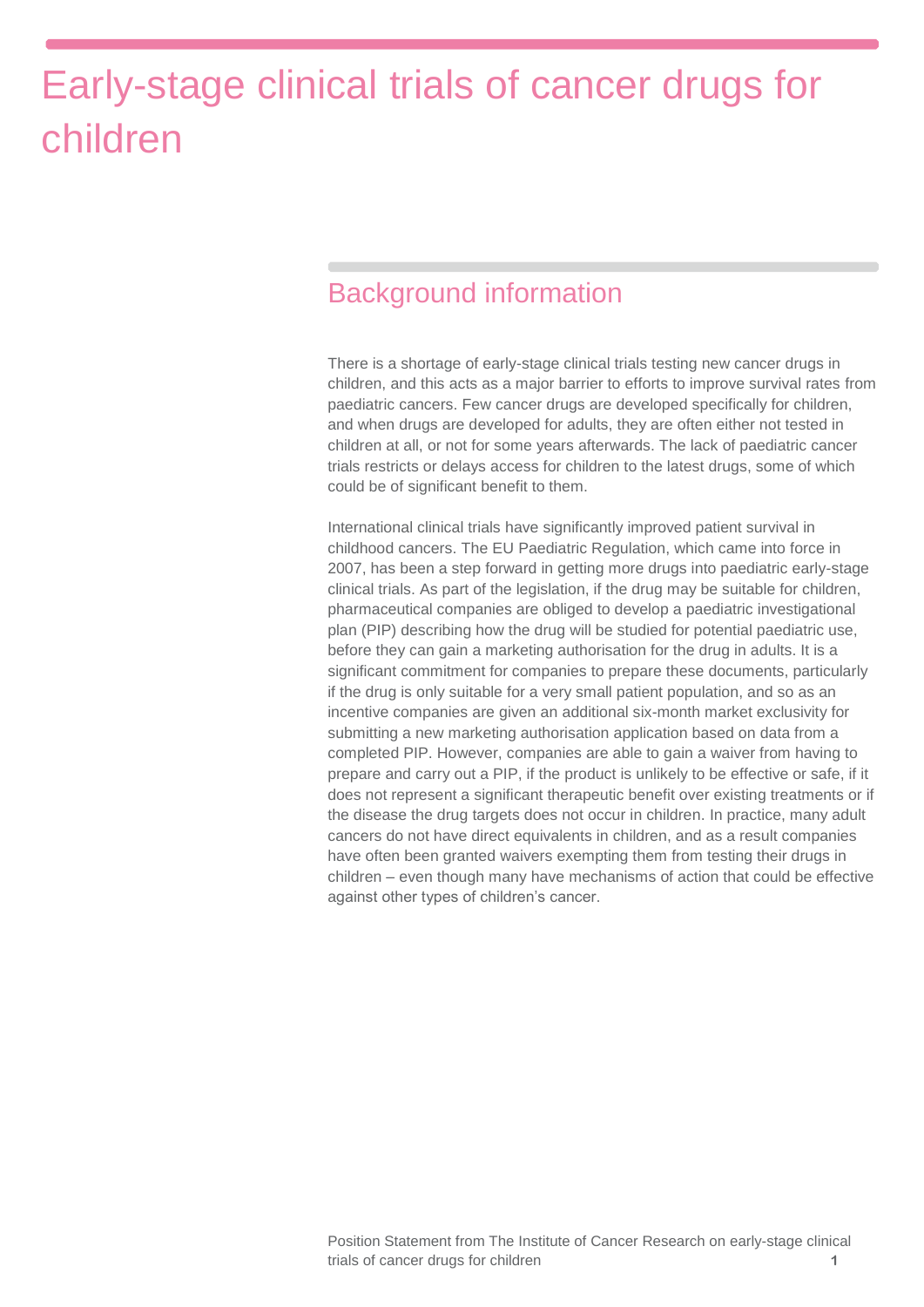# Early-stage clinical trials of cancer drugs for children

## Background information

There is a shortage of early-stage clinical trials testing new cancer drugs in children, and this acts as a major barrier to efforts to improve survival rates from paediatric cancers. Few cancer drugs are developed specifically for children, and when drugs are developed for adults, they are often either not tested in children at all, or not for some years afterwards. The lack of paediatric cancer trials restricts or delays access for children to the latest drugs, some of which could be of significant benefit to them.

International clinical trials have significantly improved patient survival in childhood cancers. The EU Paediatric Regulation, which came into force in 2007, has been a step forward in getting more drugs into paediatric early-stage clinical trials. As part of the legislation, if the drug may be suitable for children, pharmaceutical companies are obliged to develop a paediatric investigational plan (PIP) describing how the drug will be studied for potential paediatric use, before they can gain a marketing authorisation for the drug in adults. It is a significant commitment for companies to prepare these documents, particularly if the drug is only suitable for a very small patient population, and so as an incentive companies are given an additional six-month market exclusivity for submitting a new marketing authorisation application based on data from a completed PIP. However, companies are able to gain a waiver from having to prepare and carry out a PIP, if the product is unlikely to be effective or safe, if it does not represent a significant therapeutic benefit over existing treatments or if the disease the drug targets does not occur in children. In practice, many adult cancers do not have direct equivalents in children, and as a result companies have often been granted waivers exempting them from testing their drugs in children – even though many have mechanisms of action that could be effective against other types of children's cancer.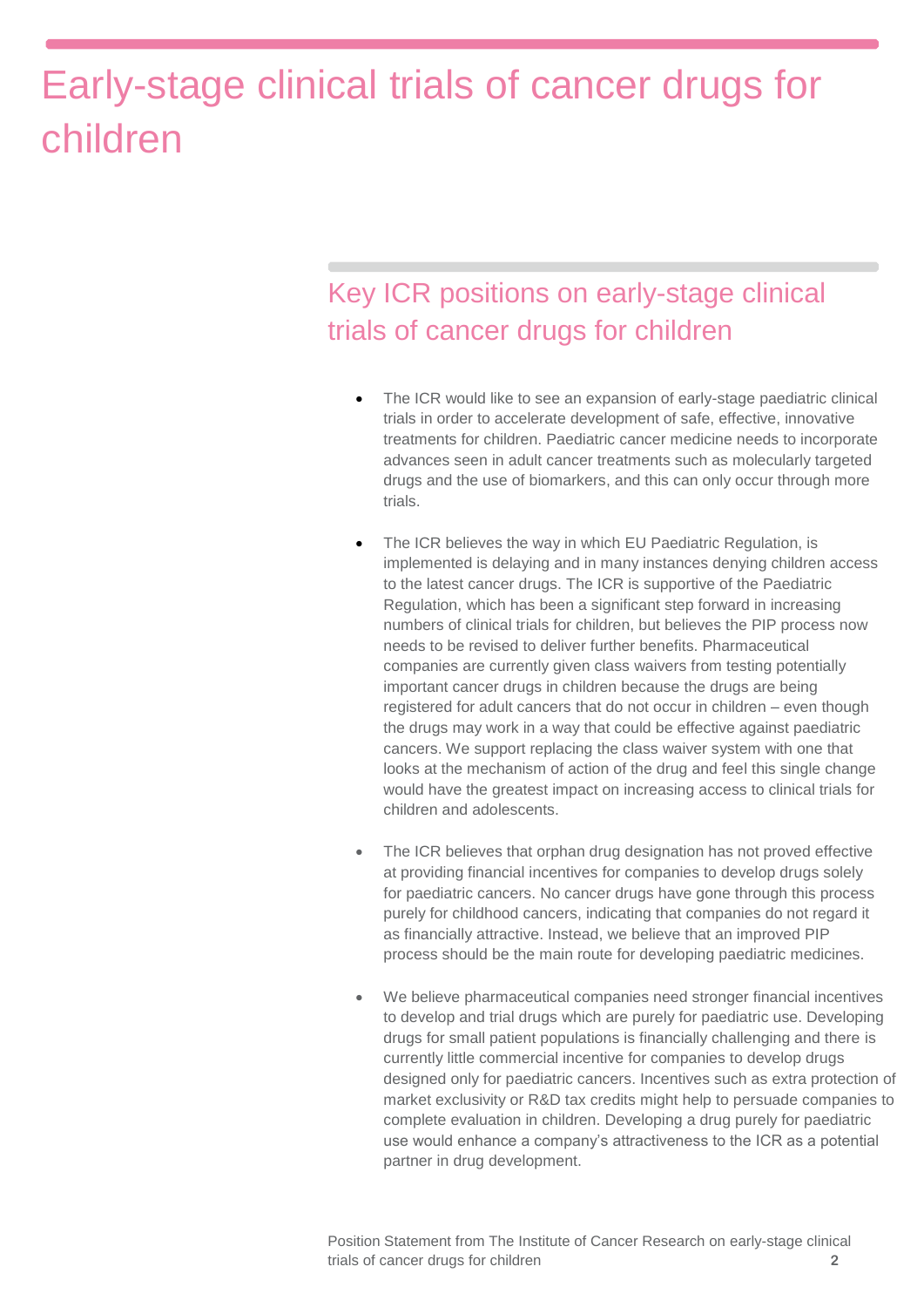# Early-stage clinical trials of cancer drugs for children

## Key ICR positions on early-stage clinical trials of cancer drugs for children

- The ICR would like to see an expansion of early-stage paediatric clinical trials in order to accelerate development of safe, effective, innovative treatments for children. Paediatric cancer medicine needs to incorporate advances seen in adult cancer treatments such as molecularly targeted drugs and the use of biomarkers, and this can only occur through more trials.

- The ICR believes the way in which EU Paediatric Regulation, is implemented is delaying and in many instances denying children access to the latest cancer drugs. The ICR is supportive of the Paediatric Regulation, which has been a significant step forward in increasing numbers of clinical trials for children, but believes the PIP process now needs to be revised to deliver further benefits. Pharmaceutical companies are currently given class waivers from testing potentially important cancer drugs in children because the drugs are being registered for adult cancers that do not occur in children – even though the drugs may work in a way that could be effective against paediatric cancers. We support replacing the class waiver system with one that looks at the mechanism of action of the drug and feel this single change would have the greatest impact on increasing access to clinical trials for children and adolescents.

- The ICR believes that orphan drug designation has not proved effective at providing financial incentives for companies to develop drugs solely for paediatric cancers. No cancer drugs have gone through this process purely for childhood cancers, indicating that companies do not regard it as financially attractive. Instead, we believe that an improved PIP process should be the main route for developing paediatric medicines.

- We believe pharmaceutical companies need stronger financial incentives to develop and trial drugs which are purely for paediatric use. Developing drugs for small patient populations is financially challenging and there is currently little commercial incentive for companies to develop drugs designed only for paediatric cancers. Incentives such as extra protection of market exclusivity or R&D tax credits might help to persuade companies to complete evaluation in children. Developing a drug purely for paediatric use would enhance a company's attractiveness to the ICR as a potential partner in drug development.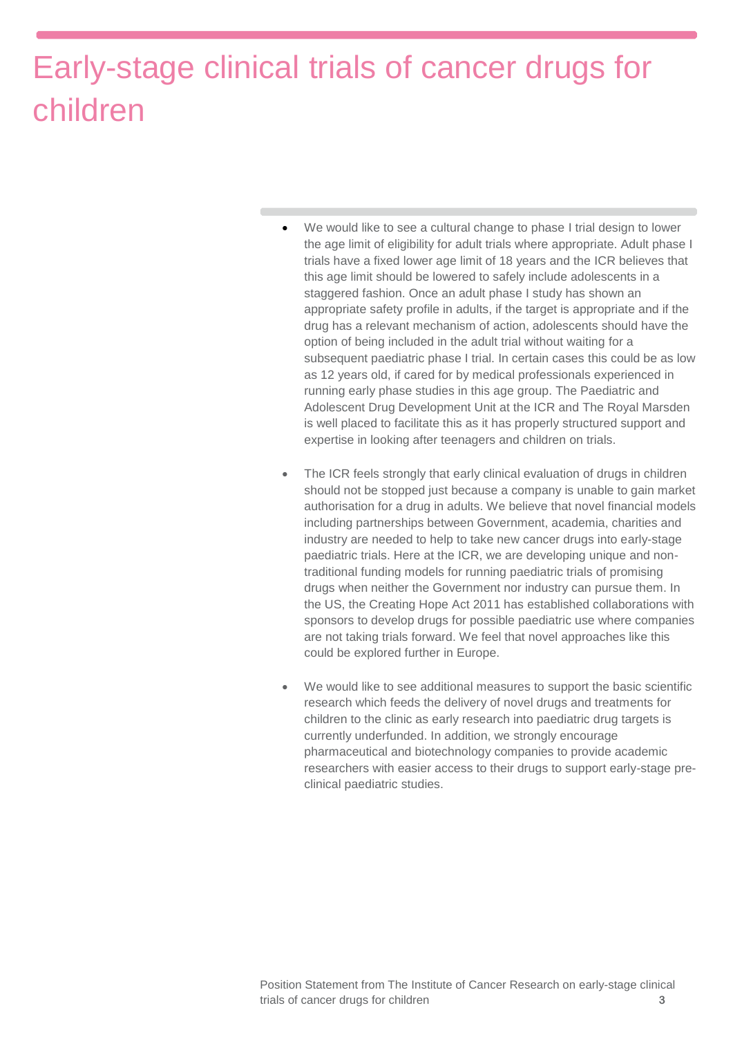# Early-stage clinical trials of cancer drugs for children

- We would like to see a cultural change to phase I trial design to lower the age limit of eligibility for adult trials where appropriate. Adult phase I trials have a fixed lower age limit of 18 years and the ICR believes that this age limit should be lowered to safely include adolescents in a staggered fashion. Once an adult phase I study has shown an appropriate safety profile in adults, if the target is appropriate and if the drug has a relevant mechanism of action, adolescents should have the option of being included in the adult trial without waiting for a subsequent paediatric phase I trial. In certain cases this could be as low as 12 years old, if cared for by medical professionals experienced in running early phase studies in this age group. The Paediatric and Adolescent Drug Development Unit at the ICR and The Royal Marsden is well placed to facilitate this as it has properly structured support and expertise in looking after teenagers and children on trials.

- The ICR feels strongly that early clinical evaluation of drugs in children should not be stopped just because a company is unable to gain market authorisation for a drug in adults. We believe that novel financial models including partnerships between Government, academia, charities and industry are needed to help to take new cancer drugs into early-stage paediatric trials. Here at the ICR, we are developing unique and non-traditional funding models for running paediatric trials of promising drugs when neither the Government nor industry can pursue them. In the US, the Creating Hope Act 2011 has established collaborations with sponsors to develop drugs for possible paediatric use where companies are not taking trials forward. We feel that novel approaches like this could be explored further in Europe.

- We would like to see additional measures to support the basic scientific research which feeds the delivery of novel drugs and treatments for children to the clinic as early research into paediatric drug targets is currently underfunded. In addition, we strongly encourage pharmaceutical and biotechnology companies to provide academic researchers with easier access to their drugs to support early-stage pre-clinical paediatric studies.